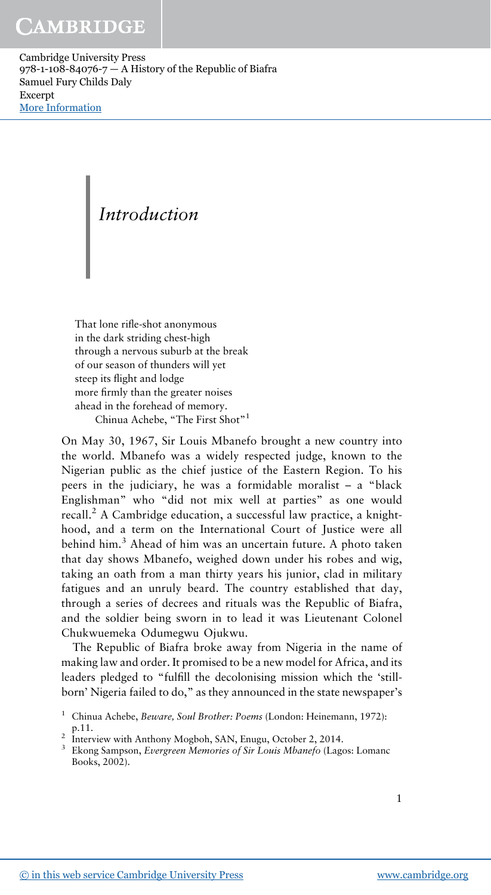# Introduction

> That lone rifle-shot anonymous
> in the dark striding chest-high
> through a nervous suburb at the break
> of our season of thunders will yet
> steep its flight and lodge
> more firmly than the greater noises
> ahead in the forehead of memory.
>
> Chinua Achebe, "The First Shot"[1]

On May 30, 1967, Sir Louis Mbanefo brought a new country into the world. Mbanefo was a widely respected judge, known to the Nigerian public as the chief justice of the Eastern Region. To his peers in the judiciary, he was a formidable moralist – a "black Englishman" who "did not mix well at parties" as one would recall.[2] A Cambridge education, a successful law practice, a knighthood, and a term on the International Court of Justice were all behind him.[3] Ahead of him was an uncertain future. A photo taken that day shows Mbanefo, weighed down under his robes and wig, taking an oath from a man thirty years his junior, clad in military fatigues and an unruly beard. The country established that day, through a series of decrees and rituals was the Republic of Biafra, and the soldier being sworn in to lead it was Lieutenant Colonel Chukwuemeka Odumegwu Ojukwu.

The Republic of Biafra broke away from Nigeria in the name of making law and order. It promised to be a new model for Africa, and its leaders pledged to "fulfill the decolonising mission which the 'still-born' Nigeria failed to do," as they announced in the state newspaper's

---

[1] Chinua Achebe, *Beware, Soul Brother: Poems* (London: Heinemann, 1972): p.11.

[2] Interview with Anthony Mogboh, SAN, Enugu, October 2, 2014.

[3] Ekong Sampson, *Evergreen Memories of Sir Louis Mbanefo* (Lagos: Lomanc Books, 2002).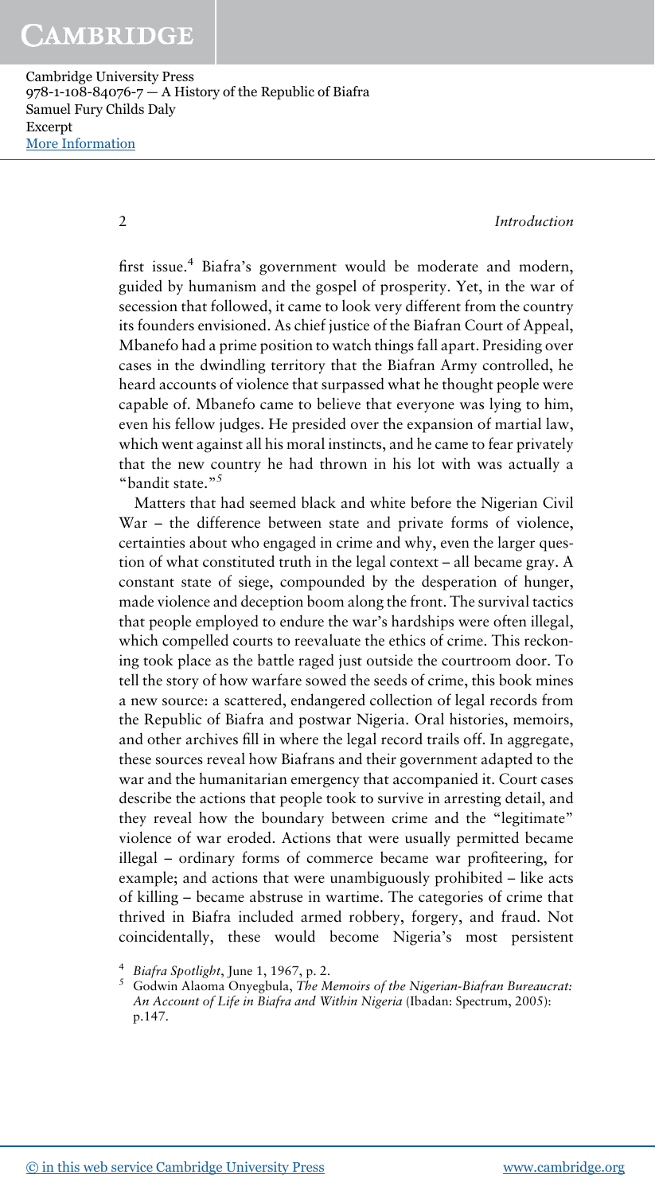first issue.[4] Biafra's government would be moderate and modern, guided by humanism and the gospel of prosperity. Yet, in the war of secession that followed, it came to look very different from the country its founders envisioned. As chief justice of the Biafran Court of Appeal, Mbanefo had a prime position to watch things fall apart. Presiding over cases in the dwindling territory that the Biafran Army controlled, he heard accounts of violence that surpassed what he thought people were capable of. Mbanefo came to believe that everyone was lying to him, even his fellow judges. He presided over the expansion of martial law, which went against all his moral instincts, and he came to fear privately that the new country he had thrown in his lot with was actually a "bandit state."[5]

Matters that had seemed black and white before the Nigerian Civil War – the difference between state and private forms of violence, certainties about who engaged in crime and why, even the larger question of what constituted truth in the legal context – all became gray. A constant state of siege, compounded by the desperation of hunger, made violence and deception boom along the front. The survival tactics that people employed to endure the war's hardships were often illegal, which compelled courts to reevaluate the ethics of crime. This reckoning took place as the battle raged just outside the courtroom door. To tell the story of how warfare sowed the seeds of crime, this book mines a new source: a scattered, endangered collection of legal records from the Republic of Biafra and postwar Nigeria. Oral histories, memoirs, and other archives fill in where the legal record trails off. In aggregate, these sources reveal how Biafrans and their government adapted to the war and the humanitarian emergency that accompanied it. Court cases describe the actions that people took to survive in arresting detail, and they reveal how the boundary between crime and the "legitimate" violence of war eroded. Actions that were usually permitted became illegal – ordinary forms of commerce became war profiteering, for example; and actions that were unambiguously prohibited – like acts of killing – became abstruse in wartime. The categories of crime that thrived in Biafra included armed robbery, forgery, and fraud. Not coincidentally, these would become Nigeria's most persistent

[4] *Biafra Spotlight*, June 1, 1967, p. 2.

[5] Godwin Alaoma Onyegbula, *The Memoirs of the Nigerian-Biafran Bureaucrat: An Account of Life in Biafra and Within Nigeria* (Ibadan: Spectrum, 2005): p.147.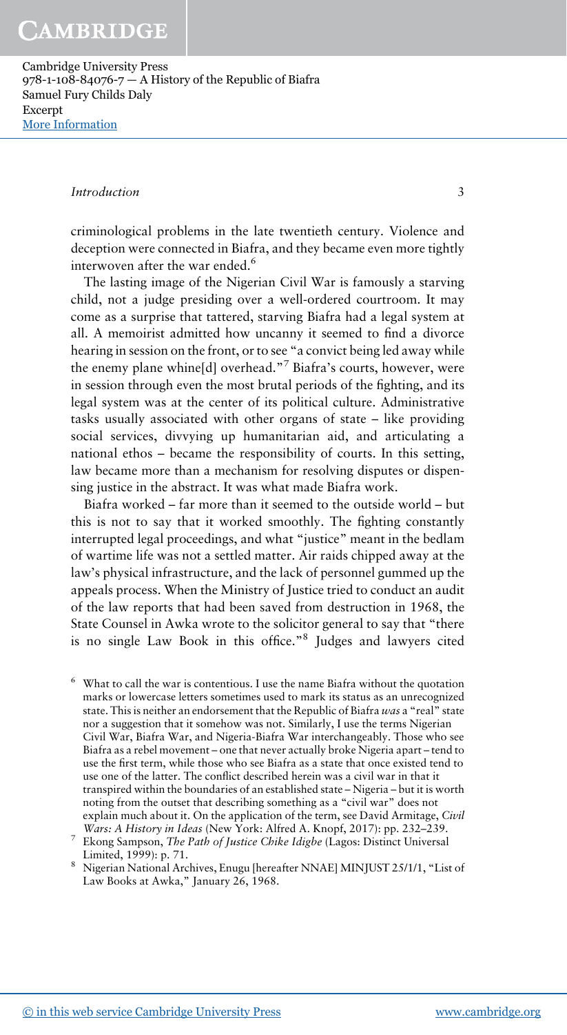criminological problems in the late twentieth century. Violence and deception were connected in Biafra, and they became even more tightly interwoven after the war ended.[6]

The lasting image of the Nigerian Civil War is famously a starving child, not a judge presiding over a well-ordered courtroom. It may come as a surprise that tattered, starving Biafra had a legal system at all. A memoirist admitted how uncanny it seemed to find a divorce hearing in session on the front, or to see "a convict being led away while the enemy plane whine[d] overhead."[7] Biafra's courts, however, were in session through even the most brutal periods of the fighting, and its legal system was at the center of its political culture. Administrative tasks usually associated with other organs of state – like providing social services, divvying up humanitarian aid, and articulating a national ethos – became the responsibility of courts. In this setting, law became more than a mechanism for resolving disputes or dispensing justice in the abstract. It was what made Biafra work.

Biafra worked – far more than it seemed to the outside world – but this is not to say that it worked smoothly. The fighting constantly interrupted legal proceedings, and what "justice" meant in the bedlam of wartime life was not a settled matter. Air raids chipped away at the law's physical infrastructure, and the lack of personnel gummed up the appeals process. When the Ministry of Justice tried to conduct an audit of the law reports that had been saved from destruction in 1968, the State Counsel in Awka wrote to the solicitor general to say that "there is no single Law Book in this office."[8] Judges and lawyers cited

[6] What to call the war is contentious. I use the name Biafra without the quotation marks or lowercase letters sometimes used to mark its status as an unrecognized state. This is neither an endorsement that the Republic of Biafra *was* a "real" state nor a suggestion that it somehow was not. Similarly, I use the terms Nigerian Civil War, Biafra War, and Nigeria-Biafra War interchangeably. Those who see Biafra as a rebel movement – one that never actually broke Nigeria apart – tend to use the first term, while those who see Biafra as a state that once existed tend to use one of the latter. The conflict described herein was a civil war in that it transpired within the boundaries of an established state – Nigeria – but it is worth noting from the outset that describing something as a "civil war" does not explain much about it. On the application of the term, see David Armitage, *Civil Wars: A History in Ideas* (New York: Alfred A. Knopf, 2017): pp. 232–239.

[7] Ekong Sampson, *The Path of Justice Chike Idigbe* (Lagos: Distinct Universal Limited, 1999): p. 71.

[8] Nigerian National Archives, Enugu [hereafter NNAE] MINJUST 25/1/1, "List of Law Books at Awka," January 26, 1968.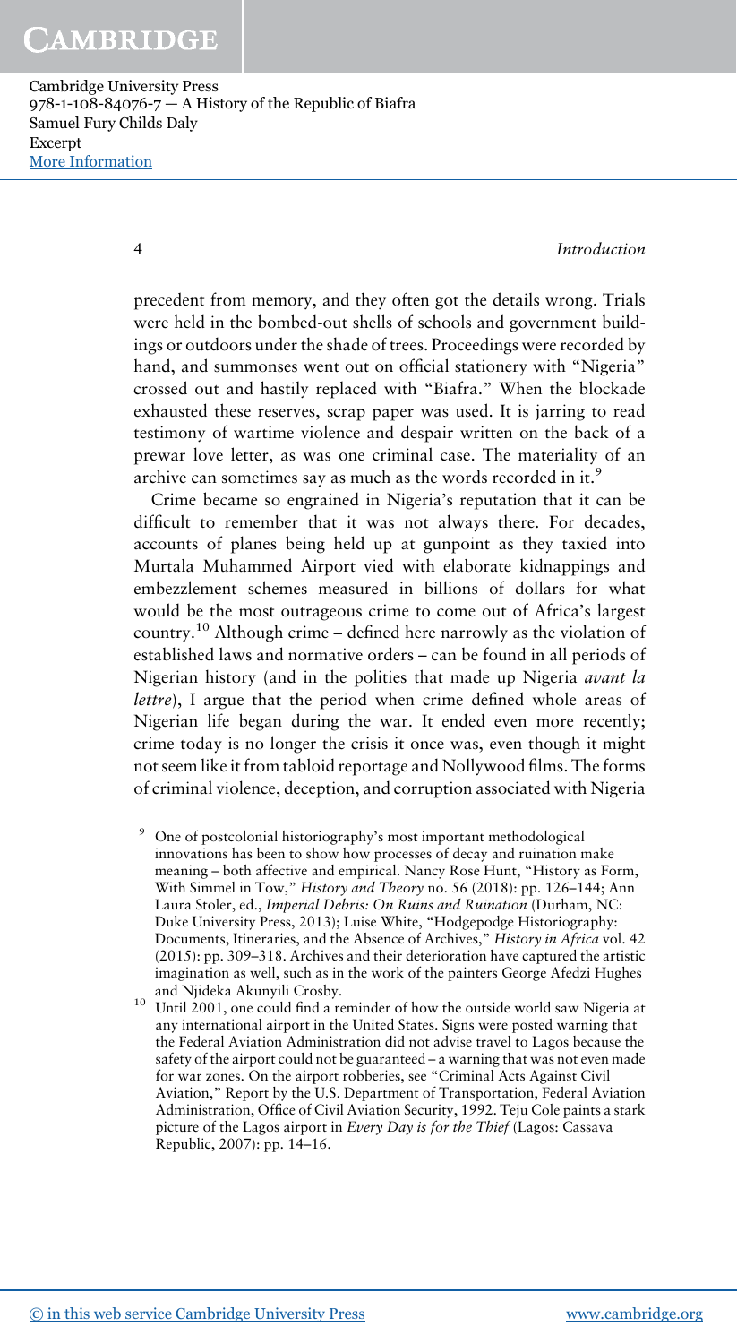precedent from memory, and they often got the details wrong. Trials were held in the bombed-out shells of schools and government buildings or outdoors under the shade of trees. Proceedings were recorded by hand, and summonses went out on official stationery with "Nigeria" crossed out and hastily replaced with "Biafra." When the blockade exhausted these reserves, scrap paper was used. It is jarring to read testimony of wartime violence and despair written on the back of a prewar love letter, as was one criminal case. The materiality of an archive can sometimes say as much as the words recorded in it.[9]

Crime became so engrained in Nigeria's reputation that it can be difficult to remember that it was not always there. For decades, accounts of planes being held up at gunpoint as they taxied into Murtala Muhammed Airport vied with elaborate kidnappings and embezzlement schemes measured in billions of dollars for what would be the most outrageous crime to come out of Africa's largest country.[10] Although crime – defined here narrowly as the violation of established laws and normative orders – can be found in all periods of Nigerian history (and in the polities that made up Nigeria *avant la lettre*), I argue that the period when crime defined whole areas of Nigerian life began during the war. It ended even more recently; crime today is no longer the crisis it once was, even though it might not seem like it from tabloid reportage and Nollywood films. The forms of criminal violence, deception, and corruption associated with Nigeria

[9] One of postcolonial historiography's most important methodological innovations has been to show how processes of decay and ruination make meaning – both affective and empirical. Nancy Rose Hunt, "History as Form, With Simmel in Tow," *History and Theory* no. 56 (2018): pp. 126–144; Ann Laura Stoler, ed., *Imperial Debris: On Ruins and Ruination* (Durham, NC: Duke University Press, 2013); Luise White, "Hodgepodge Historiography: Documents, Itineraries, and the Absence of Archives," *History in Africa* vol. 42 (2015): pp. 309–318. Archives and their deterioration have captured the artistic imagination as well, such as in the work of the painters George Afedzi Hughes and Njideka Akunyili Crosby.

[10] Until 2001, one could find a reminder of how the outside world saw Nigeria at any international airport in the United States. Signs were posted warning that the Federal Aviation Administration did not advise travel to Lagos because the safety of the airport could not be guaranteed – a warning that was not even made for war zones. On the airport robberies, see "Criminal Acts Against Civil Aviation," Report by the U.S. Department of Transportation, Federal Aviation Administration, Office of Civil Aviation Security, 1992. Teju Cole paints a stark picture of the Lagos airport in *Every Day is for the Thief* (Lagos: Cassava Republic, 2007): pp. 14–16.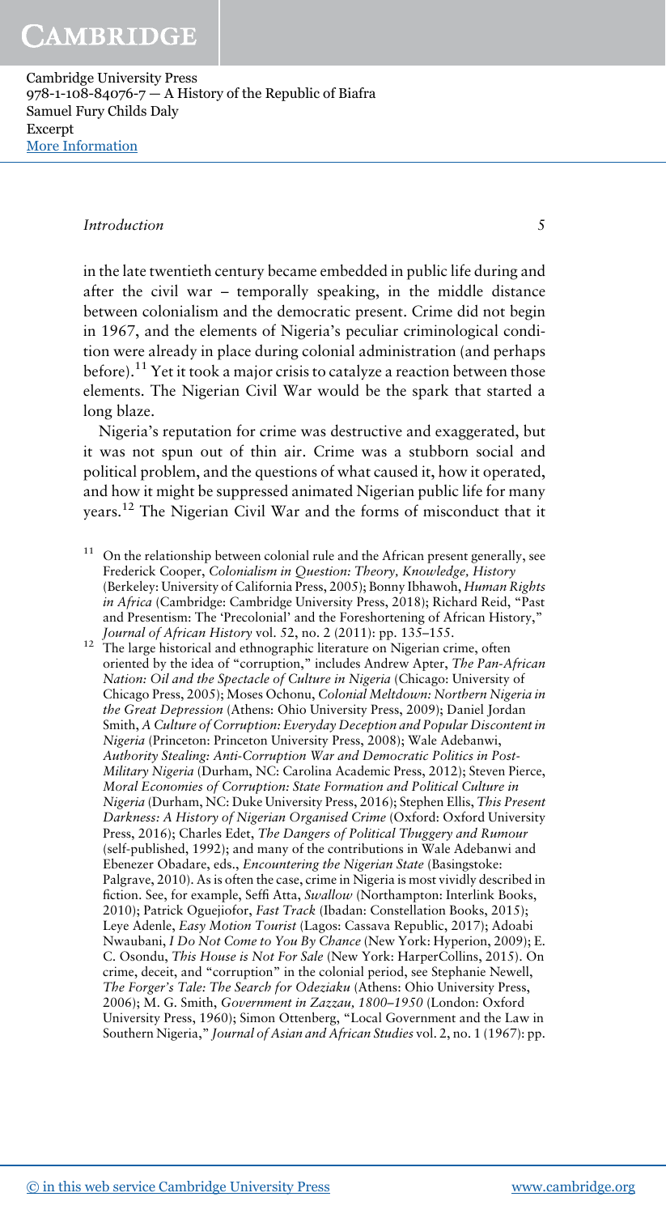in the late twentieth century became embedded in public life during and after the civil war – temporally speaking, in the middle distance between colonialism and the democratic present. Crime did not begin in 1967, and the elements of Nigeria's peculiar criminological condition were already in place during colonial administration (and perhaps before).[11] Yet it took a major crisis to catalyze a reaction between those elements. The Nigerian Civil War would be the spark that started a long blaze.

Nigeria's reputation for crime was destructive and exaggerated, but it was not spun out of thin air. Crime was a stubborn social and political problem, and the questions of what caused it, how it operated, and how it might be suppressed animated Nigerian public life for many years.[12] The Nigerian Civil War and the forms of misconduct that it

[11] On the relationship between colonial rule and the African present generally, see Frederick Cooper, *Colonialism in Question: Theory, Knowledge, History* (Berkeley: University of California Press, 2005); Bonny Ibhawoh, *Human Rights in Africa* (Cambridge: Cambridge University Press, 2018); Richard Reid, "Past and Presentism: The 'Precolonial' and the Foreshortening of African History," *Journal of African History* vol. 52, no. 2 (2011): pp. 135–155.

[12] The large historical and ethnographic literature on Nigerian crime, often oriented by the idea of "corruption," includes Andrew Apter, *The Pan-African Nation: Oil and the Spectacle of Culture in Nigeria* (Chicago: University of Chicago Press, 2005); Moses Ochonu, *Colonial Meltdown: Northern Nigeria in the Great Depression* (Athens: Ohio University Press, 2009); Daniel Jordan Smith, *A Culture of Corruption: Everyday Deception and Popular Discontent in Nigeria* (Princeton: Princeton University Press, 2008); Wale Adebanwi, *Authority Stealing: Anti-Corruption War and Democratic Politics in Post-Military Nigeria* (Durham, NC: Carolina Academic Press, 2012); Steven Pierce, *Moral Economies of Corruption: State Formation and Political Culture in Nigeria* (Durham, NC: Duke University Press, 2016); Stephen Ellis, *This Present Darkness: A History of Nigerian Organised Crime* (Oxford: Oxford University Press, 2016); Charles Edet, *The Dangers of Political Thuggery and Rumour* (self-published, 1992); and many of the contributions in Wale Adebanwi and Ebenezer Obadare, eds., *Encountering the Nigerian State* (Basingstoke: Palgrave, 2010). As is often the case, crime in Nigeria is most vividly described in fiction. See, for example, Sefi Atta, *Swallow* (Northampton: Interlink Books, 2010); Patrick Oguejiofor, *Fast Track* (Ibadan: Constellation Books, 2015); Leye Adenle, *Easy Motion Tourist* (Lagos: Cassava Republic, 2017); Adoabi Nwaubani, *I Do Not Come to You By Chance* (New York: Hyperion, 2009); E. C. Osondu, *This House is Not For Sale* (New York: HarperCollins, 2015). On crime, deceit, and "corruption" in the colonial period, see Stephanie Newell, *The Forger's Tale: The Search for Odeziaku* (Athens: Ohio University Press, 2006); M. G. Smith, *Government in Zazzau, 1800–1950* (London: Oxford University Press, 1960); Simon Ottenberg, "Local Government and the Law in Southern Nigeria," *Journal of Asian and African Studies* vol. 2, no. 1 (1967): pp.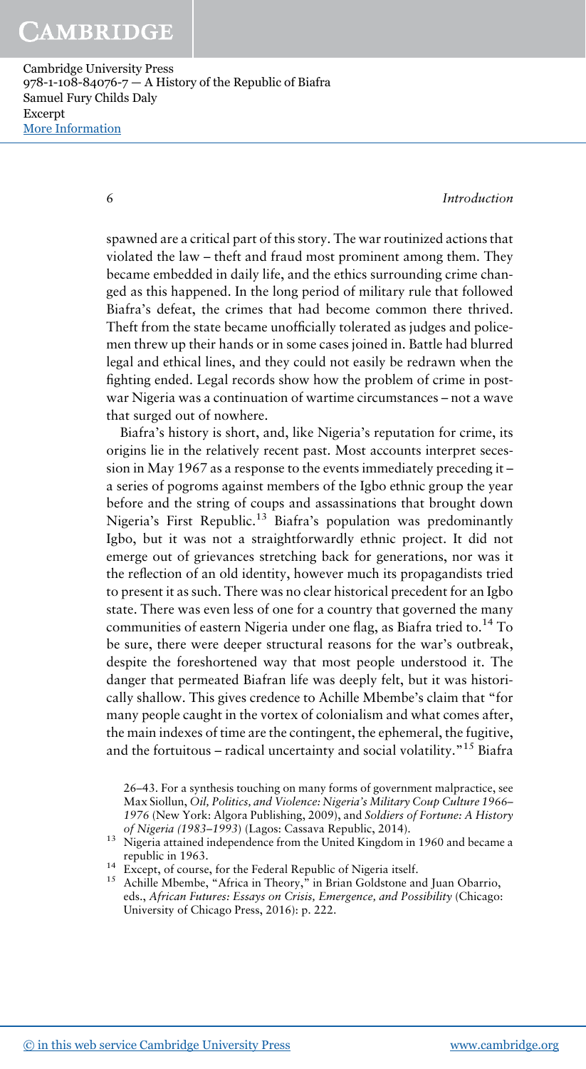spawned are a critical part of this story. The war routinized actions that violated the law – theft and fraud most prominent among them. They became embedded in daily life, and the ethics surrounding crime changed as this happened. In the long period of military rule that followed Biafra's defeat, the crimes that had become common there thrived. Theft from the state became unofficially tolerated as judges and policemen threw up their hands or in some cases joined in. Battle had blurred legal and ethical lines, and they could not easily be redrawn when the fighting ended. Legal records show how the problem of crime in postwar Nigeria was a continuation of wartime circumstances – not a wave that surged out of nowhere.

Biafra's history is short, and, like Nigeria's reputation for crime, its origins lie in the relatively recent past. Most accounts interpret secession in May 1967 as a response to the events immediately preceding it – a series of pogroms against members of the Igbo ethnic group the year before and the string of coups and assassinations that brought down Nigeria's First Republic.[13] Biafra's population was predominantly Igbo, but it was not a straightforwardly ethnic project. It did not emerge out of grievances stretching back for generations, nor was it the reflection of an old identity, however much its propagandists tried to present it as such. There was no clear historical precedent for an Igbo state. There was even less of one for a country that governed the many communities of eastern Nigeria under one flag, as Biafra tried to.[14] To be sure, there were deeper structural reasons for the war's outbreak, despite the foreshortened way that most people understood it. The danger that permeated Biafran life was deeply felt, but it was historically shallow. This gives credence to Achille Mbembe's claim that "for many people caught in the vortex of colonialism and what comes after, the main indexes of time are the contingent, the ephemeral, the fugitive, and the fortuitous – radical uncertainty and social volatility."[15] Biafra

26–43. For a synthesis touching on many forms of government malpractice, see Max Siollun, *Oil, Politics, and Violence: Nigeria's Military Coup Culture 1966–1976* (New York: Algora Publishing, 2009), and *Soldiers of Fortune: A History of Nigeria (1983–1993)* (Lagos: Cassava Republic, 2014).

[13] Nigeria attained independence from the United Kingdom in 1960 and became a republic in 1963.

[14] Except, of course, for the Federal Republic of Nigeria itself.

[15] Achille Mbembe, "Africa in Theory," in Brian Goldstone and Juan Obarrio, eds., *African Futures: Essays on Crisis, Emergence, and Possibility* (Chicago: University of Chicago Press, 2016): p. 222.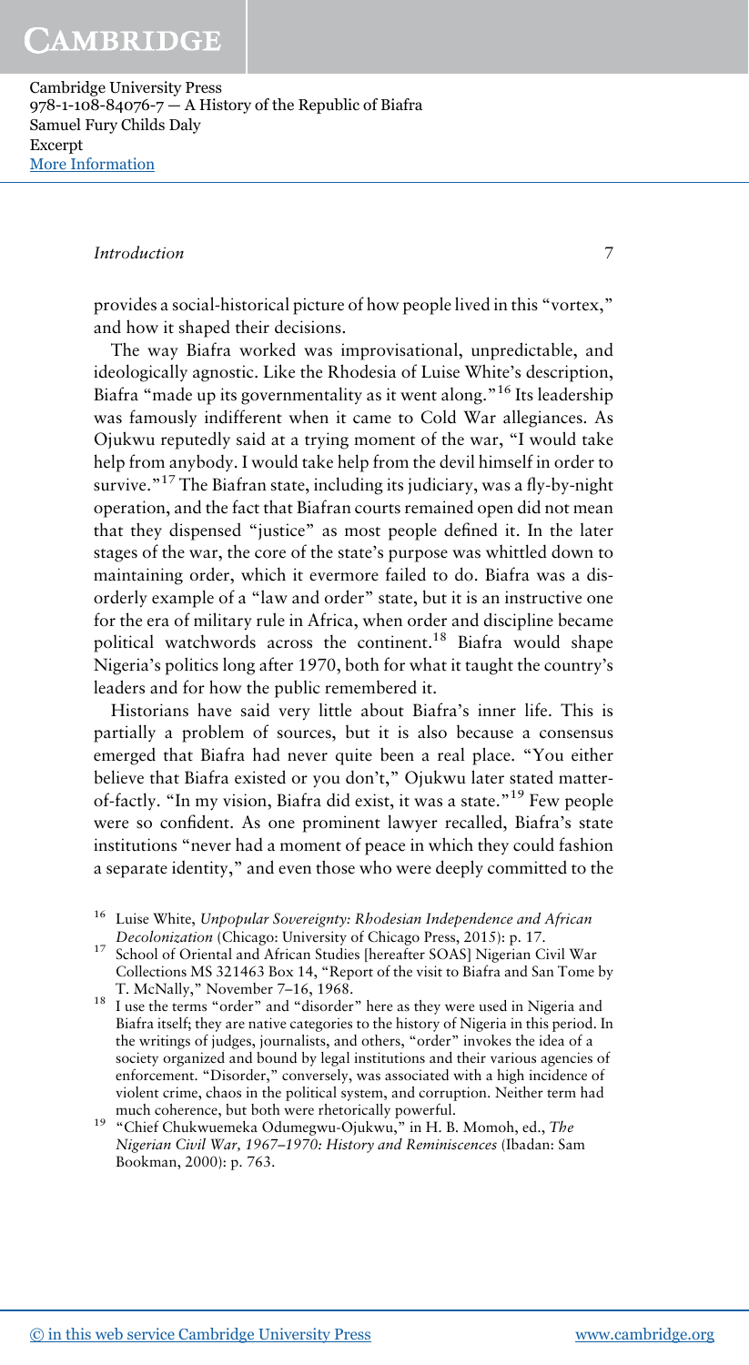provides a social-historical picture of how people lived in this "vortex," and how it shaped their decisions.

The way Biafra worked was improvisational, unpredictable, and ideologically agnostic. Like the Rhodesia of Luise White's description, Biafra "made up its governmentality as it went along."[16] Its leadership was famously indifferent when it came to Cold War allegiances. As Ojukwu reputedly said at a trying moment of the war, "I would take help from anybody. I would take help from the devil himself in order to survive."[17] The Biafran state, including its judiciary, was a fly-by-night operation, and the fact that Biafran courts remained open did not mean that they dispensed "justice" as most people defined it. In the later stages of the war, the core of the state's purpose was whittled down to maintaining order, which it evermore failed to do. Biafra was a disorderly example of a "law and order" state, but it is an instructive one for the era of military rule in Africa, when order and discipline became political watchwords across the continent.[18] Biafra would shape Nigeria's politics long after 1970, both for what it taught the country's leaders and for how the public remembered it.

Historians have said very little about Biafra's inner life. This is partially a problem of sources, but it is also because a consensus emerged that Biafra had never quite been a real place. "You either believe that Biafra existed or you don't," Ojukwu later stated matter-of-factly. "In my vision, Biafra did exist, it was a state."[19] Few people were so confident. As one prominent lawyer recalled, Biafra's state institutions "never had a moment of peace in which they could fashion a separate identity," and even those who were deeply committed to the

[16] Luise White, *Unpopular Sovereignty: Rhodesian Independence and African Decolonization* (Chicago: University of Chicago Press, 2015): p. 17.

[17] School of Oriental and African Studies [hereafter SOAS] Nigerian Civil War Collections MS 321463 Box 14, "Report of the visit to Biafra and San Tome by T. McNally," November 7–16, 1968.

[18] I use the terms "order" and "disorder" here as they were used in Nigeria and Biafra itself; they are native categories to the history of Nigeria in this period. In the writings of judges, journalists, and others, "order" invokes the idea of a society organized and bound by legal institutions and their various agencies of enforcement. "Disorder," conversely, was associated with a high incidence of violent crime, chaos in the political system, and corruption. Neither term had much coherence, but both were rhetorically powerful.

[19] "Chief Chukwuemeka Odumegwu-Ojukwu," in H. B. Momoh, ed., *The Nigerian Civil War, 1967–1970: History and Reminiscences* (Ibadan: Sam Bookman, 2000): p. 763.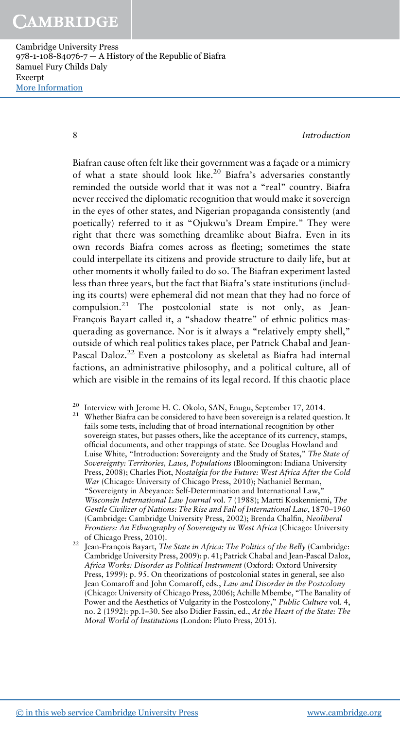Biafran cause often felt like their government was a façade or a mimicry of what a state should look like.[20] Biafra's adversaries constantly reminded the outside world that it was not a "real" country. Biafra never received the diplomatic recognition that would make it sovereign in the eyes of other states, and Nigerian propaganda consistently (and poetically) referred to it as "Ojukwu's Dream Empire." They were right that there was something dreamlike about Biafra. Even in its own records Biafra comes across as fleeting; sometimes the state could interpellate its citizens and provide structure to daily life, but at other moments it wholly failed to do so. The Biafran experiment lasted less than three years, but the fact that Biafra's state institutions (including its courts) were ephemeral did not mean that they had no force of compulsion.[21] The postcolonial state is not only, as Jean-François Bayart called it, a "shadow theatre" of ethnic politics masquerading as governance. Nor is it always a "relatively empty shell," outside of which real politics takes place, per Patrick Chabal and Jean-Pascal Daloz.[22] Even a postcolony as skeletal as Biafra had internal factions, an administrative philosophy, and a political culture, all of which are visible in the remains of its legal record. If this chaotic place

[20] Interview with Jerome H. C. Okolo, SAN, Enugu, September 17, 2014.

[21] Whether Biafra can be considered to have been sovereign is a related question. It fails some tests, including that of broad international recognition by other sovereign states, but passes others, like the acceptance of its currency, stamps, official documents, and other trappings of state. See Douglas Howland and Luise White, "Introduction: Sovereignty and the Study of States," *The State of Sovereignty: Territories, Laws, Populations* (Bloomington: Indiana University Press, 2008); Charles Piot, *Nostalgia for the Future: West Africa After the Cold War* (Chicago: University of Chicago Press, 2010); Nathaniel Berman, "Sovereignty in Abeyance: Self-Determination and International Law," *Wisconsin International Law Journal* vol. 7 (1988); Martti Koskenniemi, *The Gentle Civilizer of Nations: The Rise and Fall of International Law*, 1870–1960 (Cambridge: Cambridge University Press, 2002); Brenda Chalfin, *Neoliberal Frontiers: An Ethnography of Sovereignty in West Africa* (Chicago: University of Chicago Press, 2010).

[22] Jean-François Bayart, *The State in Africa: The Politics of the Belly* (Cambridge: Cambridge University Press, 2009): p. 41; Patrick Chabal and Jean-Pascal Daloz, *Africa Works: Disorder as Political Instrument* (Oxford: Oxford University Press, 1999): p. 95. On theorizations of postcolonial states in general, see also Jean Comaroff and John Comaroff, eds., *Law and Disorder in the Postcolony* (Chicago: University of Chicago Press, 2006); Achille Mbembe, "The Banality of Power and the Aesthetics of Vulgarity in the Postcolony," *Public Culture* vol. 4, no. 2 (1992): pp.1–30. See also Didier Fassin, ed., *At the Heart of the State: The Moral World of Institutions* (London: Pluto Press, 2015).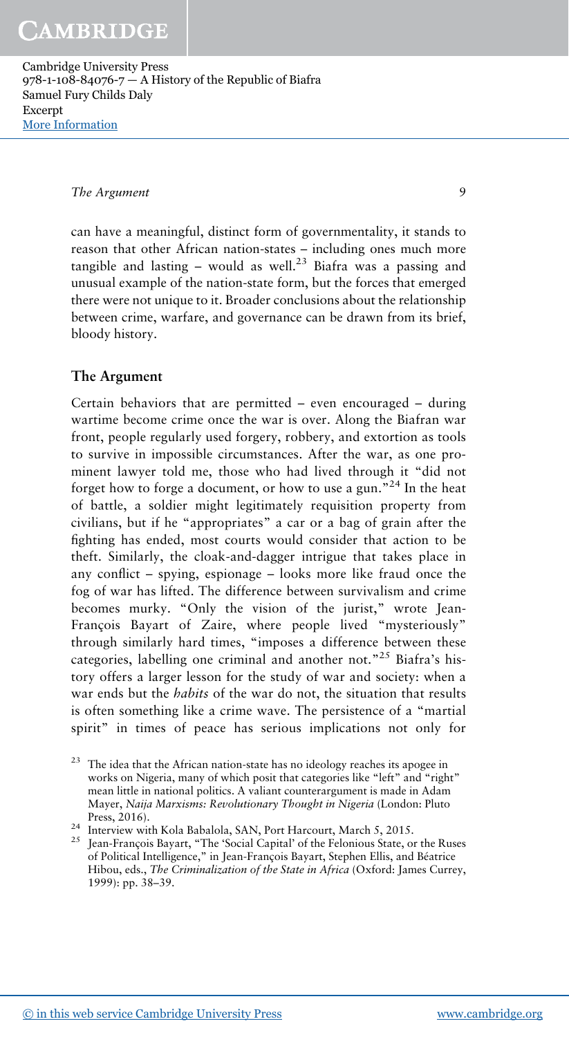can have a meaningful, distinct form of governmentality, it stands to reason that other African nation-states – including ones much more tangible and lasting – would as well.[23] Biafra was a passing and unusual example of the nation-state form, but the forces that emerged there were not unique to it. Broader conclusions about the relationship between crime, warfare, and governance can be drawn from its brief, bloody history.

## The Argument

Certain behaviors that are permitted – even encouraged – during wartime become crime once the war is over. Along the Biafran war front, people regularly used forgery, robbery, and extortion as tools to survive in impossible circumstances. After the war, as one prominent lawyer told me, those who had lived through it "did not forget how to forge a document, or how to use a gun."[24] In the heat of battle, a soldier might legitimately requisition property from civilians, but if he "appropriates" a car or a bag of grain after the fighting has ended, most courts would consider that action to be theft. Similarly, the cloak-and-dagger intrigue that takes place in any conflict – spying, espionage – looks more like fraud once the fog of war has lifted. The difference between survivalism and crime becomes murky. "Only the vision of the jurist," wrote Jean-François Bayart of Zaire, where people lived "mysteriously" through similarly hard times, "imposes a difference between these categories, labelling one criminal and another not."[25] Biafra's history offers a larger lesson for the study of war and society: when a war ends but the *habits* of the war do not, the situation that results is often something like a crime wave. The persistence of a "martial spirit" in times of peace has serious implications not only for

[23] The idea that the African nation-state has no ideology reaches its apogee in works on Nigeria, many of which posit that categories like "left" and "right" mean little in national politics. A valiant counterargument is made in Adam Mayer, *Naija Marxisms: Revolutionary Thought in Nigeria* (London: Pluto Press, 2016).

[24] Interview with Kola Babalola, SAN, Port Harcourt, March 5, 2015.

[25] Jean-François Bayart, "The 'Social Capital' of the Felonious State, or the Ruses of Political Intelligence," in Jean-François Bayart, Stephen Ellis, and Béatrice Hibou, eds., *The Criminalization of the State in Africa* (Oxford: James Currey, 1999): pp. 38–39.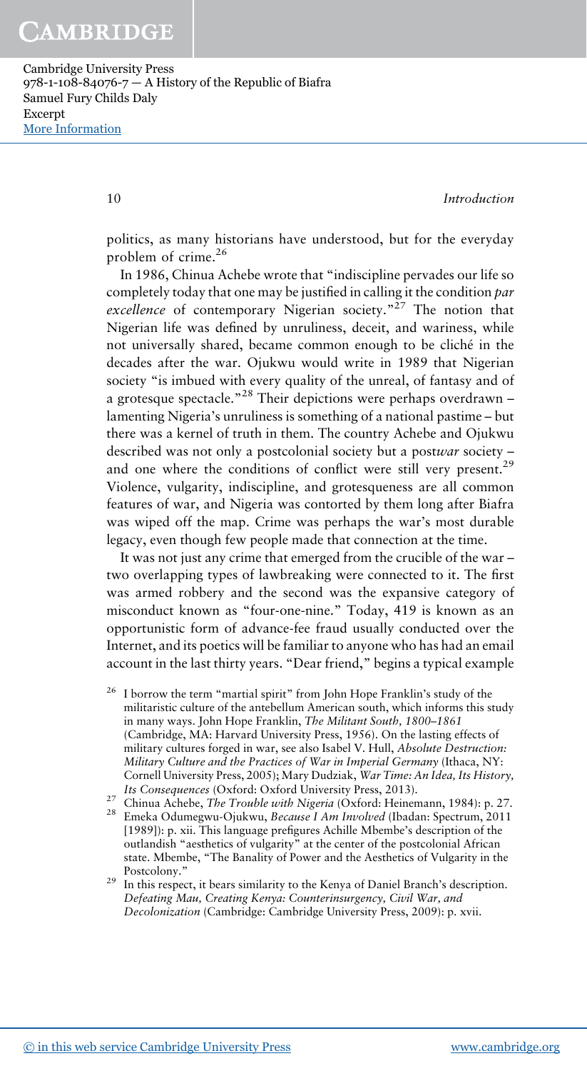politics, as many historians have understood, but for the everyday problem of crime.[26]

In 1986, Chinua Achebe wrote that "indiscipline pervades our life so completely today that one may be justified in calling it the condition *par excellence* of contemporary Nigerian society."[27] The notion that Nigerian life was defined by unruliness, deceit, and wariness, while not universally shared, became common enough to be cliché in the decades after the war. Ojukwu would write in 1989 that Nigerian society "is imbued with every quality of the unreal, of fantasy and of a grotesque spectacle."[28] Their depictions were perhaps overdrawn – lamenting Nigeria's unruliness is something of a national pastime – but there was a kernel of truth in them. The country Achebe and Ojukwu described was not only a postcolonial society but a post*war* society – and one where the conditions of conflict were still very present.[29] Violence, vulgarity, indiscipline, and grotesqueness are all common features of war, and Nigeria was contorted by them long after Biafra was wiped off the map. Crime was perhaps the war's most durable legacy, even though few people made that connection at the time.

It was not just any crime that emerged from the crucible of the war – two overlapping types of lawbreaking were connected to it. The first was armed robbery and the second was the expansive category of misconduct known as "four-one-nine." Today, 419 is known as an opportunistic form of advance-fee fraud usually conducted over the Internet, and its poetics will be familiar to anyone who has had an email account in the last thirty years. "Dear friend," begins a typical example

[26] I borrow the term "martial spirit" from John Hope Franklin's study of the militaristic culture of the antebellum American south, which informs this study in many ways. John Hope Franklin, *The Militant South, 1800–1861* (Cambridge, MA: Harvard University Press, 1956). On the lasting effects of military cultures forged in war, see also Isabel V. Hull, *Absolute Destruction: Military Culture and the Practices of War in Imperial Germany* (Ithaca, NY: Cornell University Press, 2005); Mary Dudziak, *War Time: An Idea, Its History, Its Consequences* (Oxford: Oxford University Press, 2013).

[27] Chinua Achebe, *The Trouble with Nigeria* (Oxford: Heinemann, 1984): p. 27.

[28] Emeka Odumegwu-Ojukwu, *Because I Am Involved* (Ibadan: Spectrum, 2011 [1989]): p. xii. This language prefigures Achille Mbembe's description of the outlandish "aesthetics of vulgarity" at the center of the postcolonial African state. Mbembe, "The Banality of Power and the Aesthetics of Vulgarity in the Postcolony."

[29] In this respect, it bears similarity to the Kenya of Daniel Branch's description. *Defeating Mau Mau, Creating Kenya: Counterinsurgency, Civil War, and Decolonization* (Cambridge: Cambridge University Press, 2009): p. xvii.